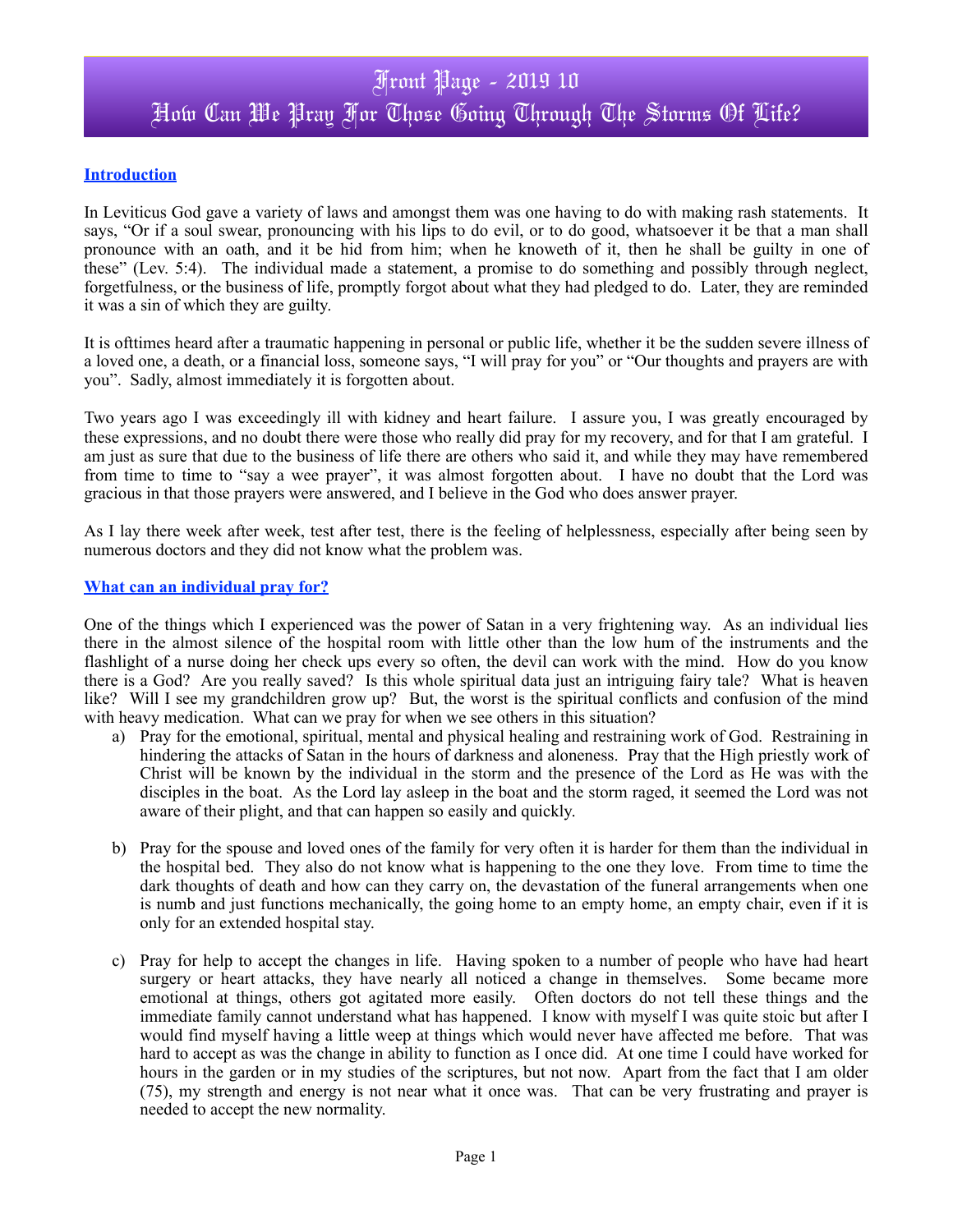# Front Page - 2019 10
# How Can We Pray For Those Going Through The Storms Of Life?

## Introduction

In Leviticus God gave a variety of laws and amongst them was one having to do with making rash statements. It says, "Or if a soul swear, pronouncing with his lips to do evil, or to do good, whatsoever it be that a man shall pronounce with an oath, and it be hid from him; when he knoweth of it, then he shall be guilty in one of these" (Lev. 5:4). The individual made a statement, a promise to do something and possibly through neglect, forgetfulness, or the business of life, promptly forgot about what they had pledged to do. Later, they are reminded it was a sin of which they are guilty.

It is ofttimes heard after a traumatic happening in personal or public life, whether it be the sudden severe illness of a loved one, a death, or a financial loss, someone says, "I will pray for you" or "Our thoughts and prayers are with you". Sadly, almost immediately it is forgotten about.

Two years ago I was exceedingly ill with kidney and heart failure. I assure you, I was greatly encouraged by these expressions, and no doubt there were those who really did pray for my recovery, and for that I am grateful. I am just as sure that due to the business of life there are others who said it, and while they may have remembered from time to time to "say a wee prayer", it was almost forgotten about. I have no doubt that the Lord was gracious in that those prayers were answered, and I believe in the God who does answer prayer.

As I lay there week after week, test after test, there is the feeling of helplessness, especially after being seen by numerous doctors and they did not know what the problem was.

## What can an individual pray for?

One of the things which I experienced was the power of Satan in a very frightening way. As an individual lies there in the almost silence of the hospital room with little other than the low hum of the instruments and the flashlight of a nurse doing her check ups every so often, the devil can work with the mind. How do you know there is a God? Are you really saved? Is this whole spiritual data just an intriguing fairy tale? What is heaven like? Will I see my grandchildren grow up? But, the worst is the spiritual conflicts and confusion of the mind with heavy medication. What can we pray for when we see others in this situation?

a) Pray for the emotional, spiritual, mental and physical healing and restraining work of God. Restraining in hindering the attacks of Satan in the hours of darkness and aloneness. Pray that the High priestly work of Christ will be known by the individual in the storm and the presence of the Lord as He was with the disciples in the boat. As the Lord lay asleep in the boat and the storm raged, it seemed the Lord was not aware of their plight, and that can happen so easily and quickly.

b) Pray for the spouse and loved ones of the family for very often it is harder for them than the individual in the hospital bed. They also do not know what is happening to the one they love. From time to time the dark thoughts of death and how can they carry on, the devastation of the funeral arrangements when one is numb and just functions mechanically, the going home to an empty home, an empty chair, even if it is only for an extended hospital stay.

c) Pray for help to accept the changes in life. Having spoken to a number of people who have had heart surgery or heart attacks, they have nearly all noticed a change in themselves. Some became more emotional at things, others got agitated more easily. Often doctors do not tell these things and the immediate family cannot understand what has happened. I know with myself I was quite stoic but after I would find myself having a little weep at things which would never have affected me before. That was hard to accept as was the change in ability to function as I once did. At one time I could have worked for hours in the garden or in my studies of the scriptures, but not now. Apart from the fact that I am older (75), my strength and energy is not near what it once was. That can be very frustrating and prayer is needed to accept the new normality.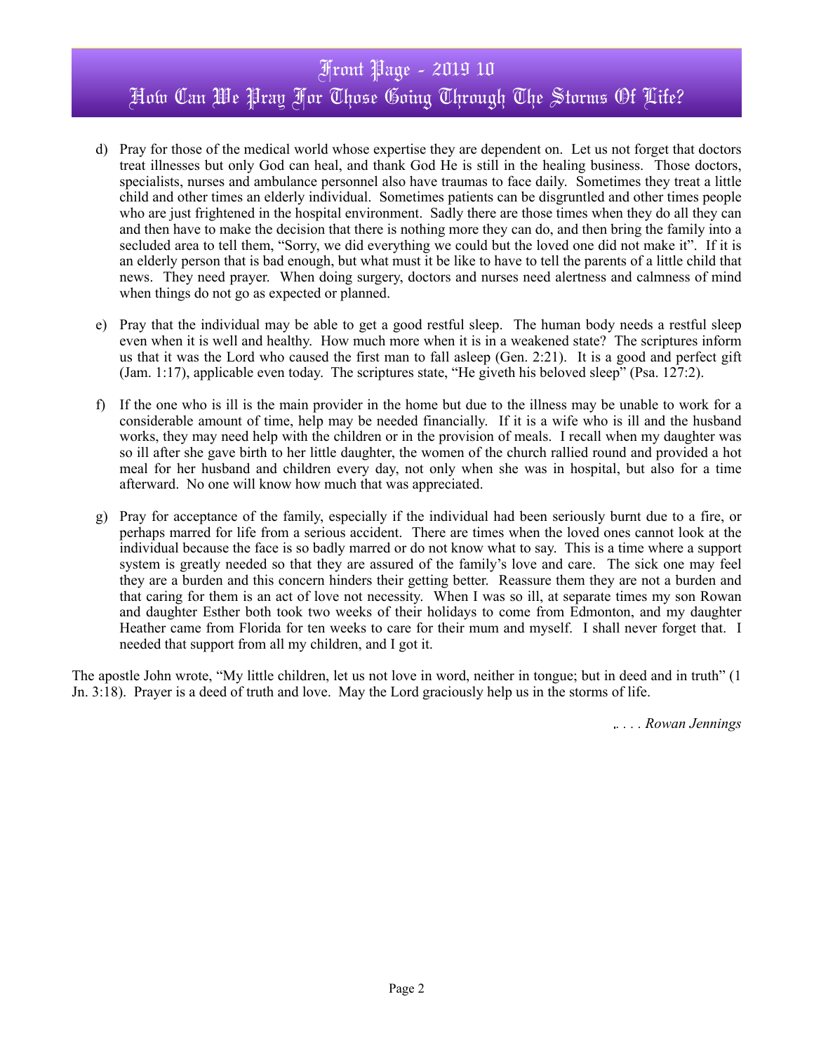# Front Page - 2019 10

## How Can We Pray For Those Going Through The Storms Of Life?

d) Pray for those of the medical world whose expertise they are dependent on. Let us not forget that doctors treat illnesses but only God can heal, and thank God He is still in the healing business. Those doctors, specialists, nurses and ambulance personnel also have traumas to face daily. Sometimes they treat a little child and other times an elderly individual. Sometimes patients can be disgruntled and other times people who are just frightened in the hospital environment. Sadly there are those times when they do all they can and then have to make the decision that there is nothing more they can do, and then bring the family into a secluded area to tell them, "Sorry, we did everything we could but the loved one did not make it". If it is an elderly person that is bad enough, but what must it be like to have to tell the parents of a little child that news. They need prayer. When doing surgery, doctors and nurses need alertness and calmness of mind when things do not go as expected or planned.

e) Pray that the individual may be able to get a good restful sleep. The human body needs a restful sleep even when it is well and healthy. How much more when it is in a weakened state? The scriptures inform us that it was the Lord who caused the first man to fall asleep (Gen. 2:21). It is a good and perfect gift (Jam. 1:17), applicable even today. The scriptures state, "He giveth his beloved sleep" (Psa. 127:2).

f) If the one who is ill is the main provider in the home but due to the illness may be unable to work for a considerable amount of time, help may be needed financially. If it is a wife who is ill and the husband works, they may need help with the children or in the provision of meals. I recall when my daughter was so ill after she gave birth to her little daughter, the women of the church rallied round and provided a hot meal for her husband and children every day, not only when she was in hospital, but also for a time afterward. No one will know how much that was appreciated.

g) Pray for acceptance of the family, especially if the individual had been seriously burnt due to a fire, or perhaps marred for life from a serious accident. There are times when the loved ones cannot look at the individual because the face is so badly marred or do not know what to say. This is a time where a support system is greatly needed so that they are assured of the family's love and care. The sick one may feel they are a burden and this concern hinders their getting better. Reassure them they are not a burden and that caring for them is an act of love not necessity. When I was so ill, at separate times my son Rowan and daughter Esther both took two weeks of their holidays to come from Edmonton, and my daughter Heather came from Florida for ten weeks to care for their mum and myself. I shall never forget that. I needed that support from all my children, and I got it.

The apostle John wrote, "My little children, let us not love in word, neither in tongue; but in deed and in truth" (1 Jn. 3:18). Prayer is a deed of truth and love. May the Lord graciously help us in the storms of life.

*.. . . . Rowan Jennings*